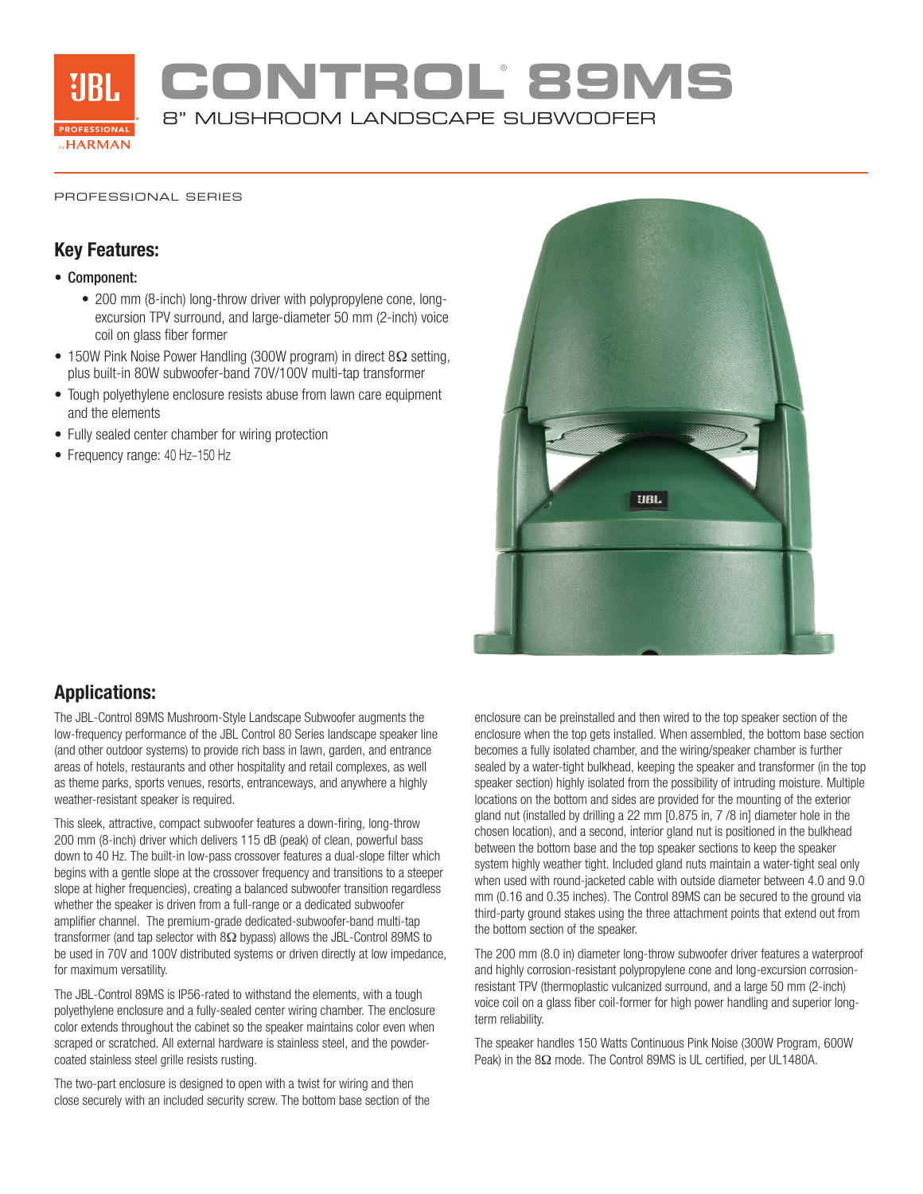# CONTROL® 89MS

## 8" MUSHROOM LANDSCAPE SUBWOOFER

PROFESSIONAL SERIES

## Key Features:

- **Component:**
  - 200 mm (8-inch) long-throw driver with polypropylene cone, long-excursion TPV surround, and large-diameter 50 mm (2-inch) voice coil on glass fiber former
- 150W Pink Noise Power Handling (300W program) in direct 8Ω setting, plus built-in 80W subwoofer-band 70V/100V multi-tap transformer
- Tough polyethylene enclosure resists abuse from lawn care equipment and the elements
- Fully sealed center chamber for wiring protection
- Frequency range: 40 Hz–150 Hz

## Applications:

The JBL-Control 89MS Mushroom-Style Landscape Subwoofer augments the low-frequency performance of the JBL Control 80 Series landscape speaker line (and other outdoor systems) to provide rich bass in lawn, garden, and entrance areas of hotels, restaurants and other hospitality and retail complexes, as well as theme parks, sports venues, resorts, entranceways, and anywhere a highly weather-resistant speaker is required.

This sleek, attractive, compact subwoofer features a down-firing, long-throw 200 mm (8-inch) driver which delivers 115 dB (peak) of clean, powerful bass down to 40 Hz. The built-in low-pass crossover features a dual-slope filter which begins with a gentle slope at the crossover frequency and transitions to a steeper slope at higher frequencies), creating a balanced subwoofer transition regardless whether the speaker is driven from a full-range or a dedicated subwoofer amplifier channel. The premium-grade dedicated-subwoofer-band multi-tap transformer (and tap selector with 8Ω bypass) allows the JBL-Control 89MS to be used in 70V and 100V distributed systems or driven directly at low impedance, for maximum versatility.

The JBL-Control 89MS is IP56-rated to withstand the elements, with a tough polyethylene enclosure and a fully-sealed center wiring chamber. The enclosure color extends throughout the cabinet so the speaker maintains color even when scraped or scratched. All external hardware is stainless steel, and the powder-coated stainless steel grille resists rusting.

The two-part enclosure is designed to open with a twist for wiring and then close securely with an included security screw. The bottom base section of the enclosure can be preinstalled and then wired to the top speaker section of the enclosure when the top gets installed. When assembled, the bottom base section becomes a fully isolated chamber, and the wiring/speaker chamber is further sealed by a water-tight bulkhead, keeping the speaker and transformer (in the top speaker section) highly isolated from the possibility of intruding moisture. Multiple locations on the bottom and sides are provided for the mounting of the exterior gland nut (installed by drilling a 22 mm [0.875 in, 7 /8 in] diameter hole in the chosen location), and a second, interior gland nut is positioned in the bulkhead between the bottom base and the top speaker sections to keep the speaker system highly weather tight. Included gland nuts maintain a water-tight seal only when used with round-jacketed cable with outside diameter between 4.0 and 9.0 mm (0.16 and 0.35 inches). The Control 89MS can be secured to the ground via third-party ground stakes using the three attachment points that extend out from the bottom section of the speaker.

The 200 mm (8.0 in) diameter long-throw subwoofer driver features a waterproof and highly corrosion-resistant polypropylene cone and long-excursion corrosion-resistant TPV (thermoplastic vulcanized surround, and a large 50 mm (2-inch) voice coil on a glass fiber coil-former for high power handling and superior long-term reliability.

The speaker handles 150 Watts Continuous Pink Noise (300W Program, 600W Peak) in the 8Ω mode. The Control 89MS is UL certified, per UL1480A.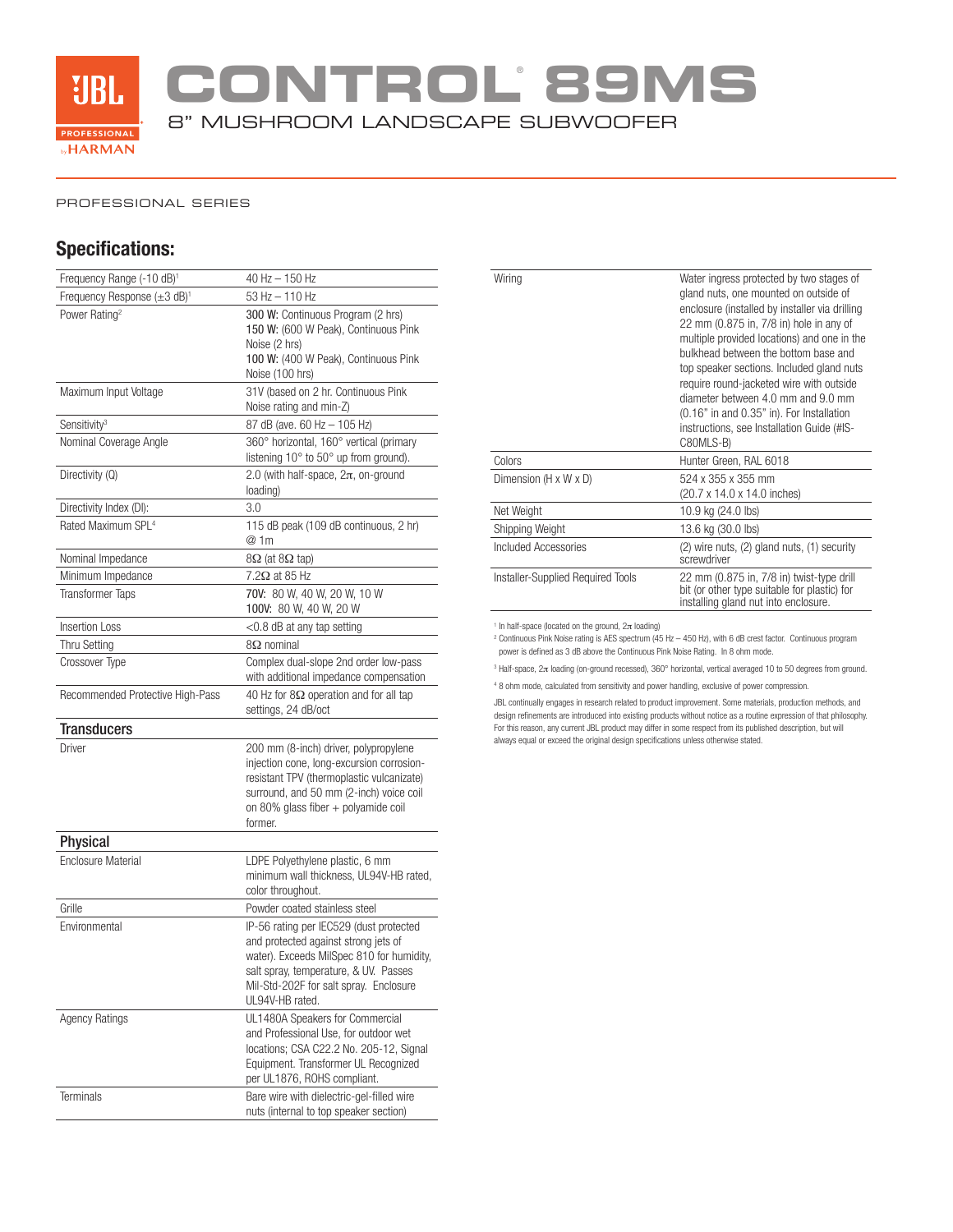# CONTROL® 89MS

8" MUSHROOM LANDSCAPE SUBWOOFER

PROFESSIONAL SERIES

## Specifications:

| | |
|---|---|
| Frequency Range (-10 dB)[1] | 40 Hz – 150 Hz |
| Frequency Response (±3 dB)[1] | 53 Hz – 110 Hz |
| Power Rating[2] | **300 W:** Continuous Program (2 hrs)<br>**150 W:** (600 W Peak), Continuous Pink Noise (2 hrs)<br>**100 W:** (400 W Peak), Continuous Pink Noise (100 hrs) |
| Maximum Input Voltage | 31V (based on 2 hr. Continuous Pink Noise rating and min-Z) |
| Sensitivity[3] | 87 dB (ave. 60 Hz – 105 Hz) |
| Nominal Coverage Angle | 360° horizontal, 160° vertical (primary listening 10° to 50° up from ground). |
| Directivity (Q) | 2.0 (with half-space, 2π, on-ground loading) |
| Directivity Index (DI): | 3.0 |
| Rated Maximum SPL[4] | 115 dB peak (109 dB continuous, 2 hr) @ 1m |
| Nominal Impedance | 8Ω (at 8Ω tap) |
| Minimum Impedance | 7.2Ω at 85 Hz |
| Transformer Taps | **70V:** 80 W, 40 W, 20 W, 10 W<br>**100V:** 80 W, 40 W, 20 W |
| Insertion Loss | <0.8 dB at any tap setting |
| Thru Setting | 8Ω nominal |
| Crossover Type | Complex dual-slope 2nd order low-pass with additional impedance compensation |
| Recommended Protective High-Pass | 40 Hz for 8Ω operation and for all tap settings, 24 dB/oct |

### Transducers

| | |
|---|---|
| Driver | 200 mm (8-inch) driver, polypropylene injection cone, long-excursion corrosion-resistant TPV (thermoplastic vulcanizate) surround, and 50 mm (2-inch) voice coil on 80% glass fiber + polyamide coil former. |

### Physical

| | |
|---|---|
| Enclosure Material | LDPE Polyethylene plastic, 6 mm minimum wall thickness, UL94V-HB rated, color throughout. |
| Grille | Powder coated stainless steel |
| Environmental | IP-56 rating per IEC529 (dust protected and protected against strong jets of water). Exceeds MilSpec 810 for humidity, salt spray, temperature, & UV. Passes Mil-Std-202F for salt spray. Enclosure UL94V-HB rated. |
| Agency Ratings | UL1480A Speakers for Commercial and Professional Use, for outdoor wet locations; CSA C22.2 No. 205-12, Signal Equipment. Transformer UL Recognized per UL1876, ROHS compliant. |
| Terminals | Bare wire with dielectric-gel-filled wire nuts (internal to top speaker section) |
| Wiring | Water ingress protected by two stages of gland nuts, one mounted on outside of enclosure (installed by installer via drilling 22 mm (0.875 in, 7/8 in) hole in any of multiple provided locations) and one in the bulkhead between the bottom base and top speaker sections. Included gland nuts require round-jacketed wire with outside diameter between 4.0 mm and 9.0 mm (0.16" in and 0.35" in). For Installation instructions, see Installation Guide (#IS-C80MLS-B) |
| Colors | Hunter Green, RAL 6018 |
| Dimension (H x W x D) | 524 x 355 x 355 mm<br>(20.7 x 14.0 x 14.0 inches) |
| Net Weight | 10.9 kg (24.0 lbs) |
| Shipping Weight | 13.6 kg (30.0 lbs) |
| Included Accessories | (2) wire nuts, (2) gland nuts, (1) security screwdriver |
| Installer-Supplied Required Tools | 22 mm (0.875 in, 7/8 in) twist-type drill bit (or other type suitable for plastic) for installing gland nut into enclosure. |

[1] In half-space (located on the ground, 2π loading)

[2] Continuous Pink Noise rating is AES spectrum (45 Hz – 450 Hz), with 6 dB crest factor. Continuous program power is defined as 3 dB above the Continuous Pink Noise Rating. In 8 ohm mode.

[3] Half-space, 2π loading (on-ground recessed), 360° horizontal, vertical averaged 10 to 50 degrees from ground.

[4] 8 ohm mode, calculated from sensitivity and power handling, exclusive of power compression.

JBL continually engages in research related to product improvement. Some materials, production methods, and design refinements are introduced into existing products without notice as a routine expression of that philosophy. For this reason, any current JBL product may differ in some respect from its published description, but will always equal or exceed the original design specifications unless otherwise stated.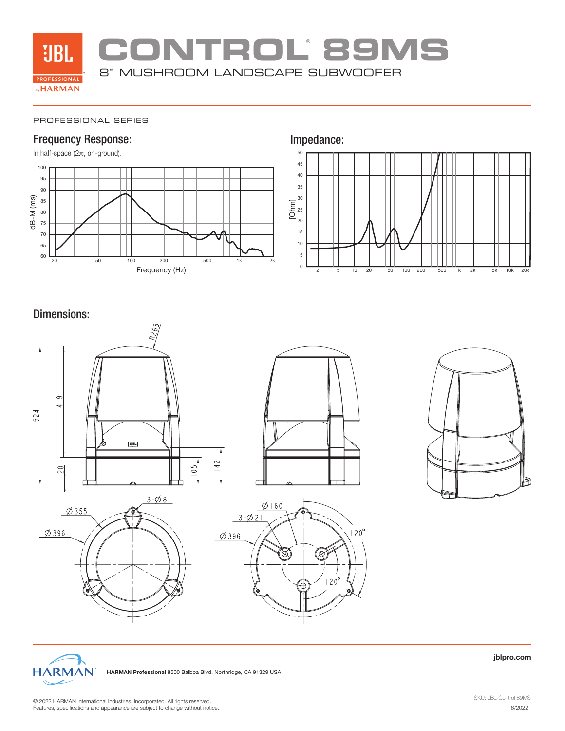# CONTROL® 89MS

8" MUSHROOM LANDSCAPE SUBWOOFER

PROFESSIONAL SERIES

## Frequency Response:

In half-space ($2\pi$, on-ground).

dB-M (ms)

100
95
90
85
80
75
70
65
60

20 50 100 200 500 1k 2k

Frequency (Hz)

## Impedance:

[Ohm]

50
45
40
35
30
25
20
15
10
5
0

2 5 10 20 50 100 200 500 1k 2k 5k 10k 20k

## Dimensions:

R263

524

419

20

105

142

3-Ø8

Ø355

Ø396

Ø160

3-Ø21

Ø396

120°

120°

**HARMAN Professional** 8500 Balboa Blvd. Northridge, CA 91329 USA

**jblpro.com**

© 2022 HARMAN International Industries, Incorporated. All rights reserved.
Features, specifications and appearance are subject to change without notice.

SKU: JBL-Control 89MS

6/2022